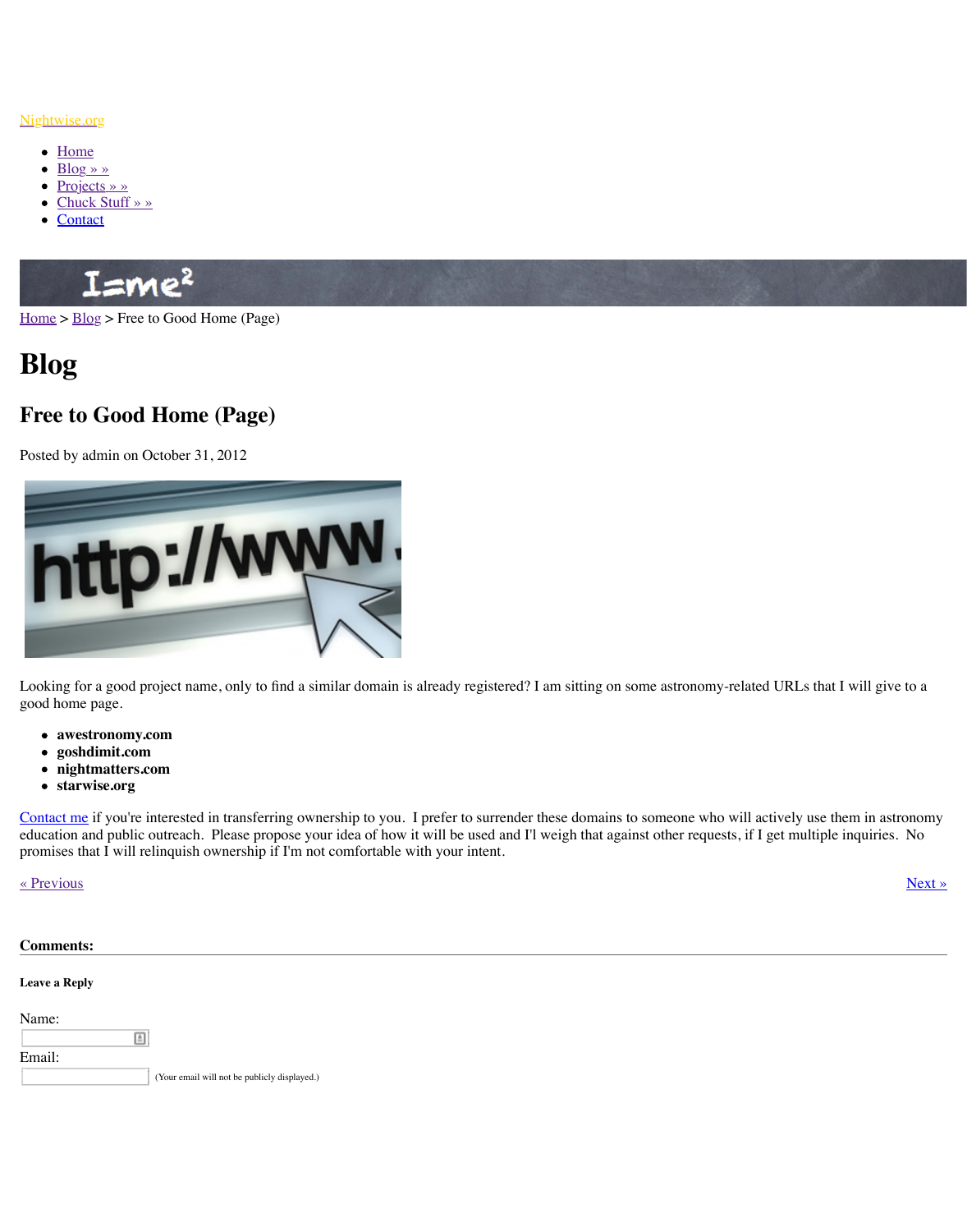Nightwise.org

- Home
- Blog » »
- Projects » »
- Chuck Stuff » »
- Contact

Home > Blog > Free to Good Home (Page)

# Blog

## Free to Good Home (Page)

Posted by admin on October 31, 2012

Looking for a good project name, only to find a similar domain is already registered? I am sitting on some astronomy-related URLs that I will give to a good home page.

- **awestronomy.com**
- **goshdimit.com**
- **nightmatters.com**
- **starwise.org**

Contact me if you're interested in transferring ownership to you. I prefer to surrender these domains to someone who will actively use them in astronomy education and public outreach. Please propose your idea of how it will be used and I'l weigh that against other requests, if I get multiple inquiries. No promises that I will relinquish ownership if I'm not comfortable with your intent.

« Previous　　　　Next »

**Comments:**

**Leave a Reply**

Name:

Email:

(Your email will not be publicly displayed.)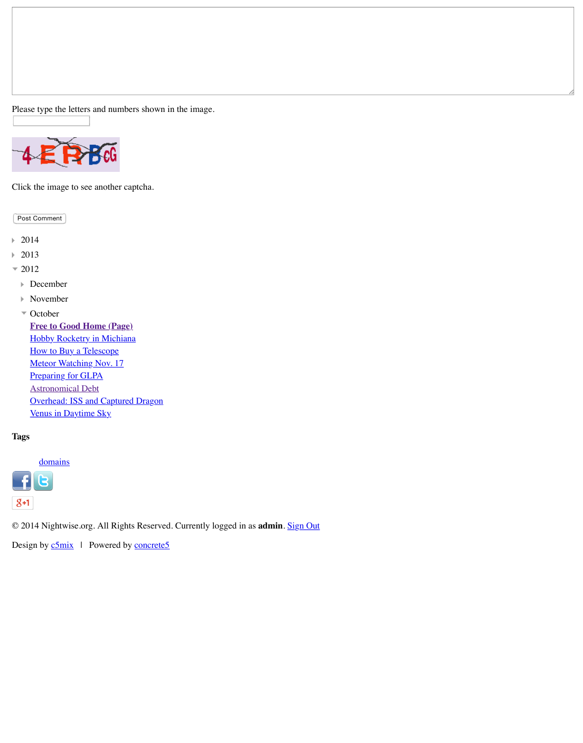Please type the letters and numbers shown in the image.

Click the image to see another captcha.

Post Comment

- 2014
- 2013
- 2012
  - December
  - November
  - October
    - **Free to Good Home (Page)**
    - Hobby Rocketry in Michiana
    - How to Buy a Telescope
    - Meteor Watching Nov. 17
    - Preparing for GLPA
    - Astronomical Debt
    - Overhead: ISS and Captured Dragon
    - Venus in Daytime Sky

**Tags**

domains

© 2014 Nightwise.org. All Rights Reserved. Currently logged in as **admin**. Sign Out

Design by c5mix | Powered by concrete5